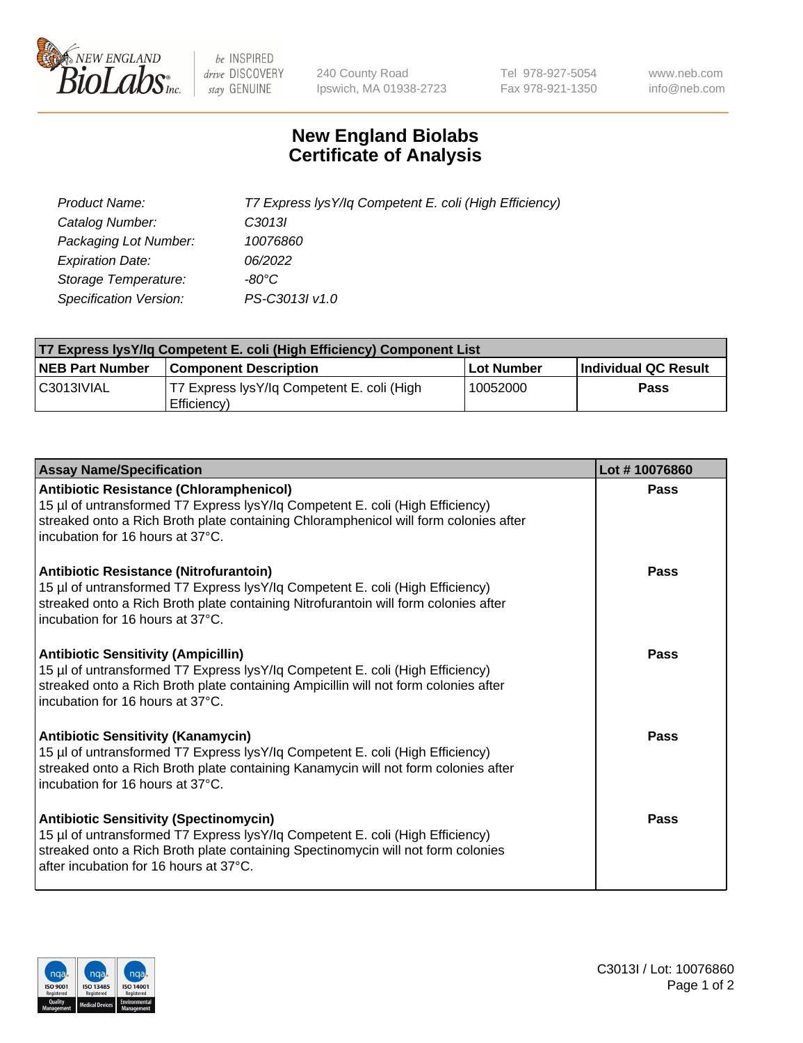# New England Biolabs Certificate of Analysis

| | |
|---|---|
| *Product Name:* | *T7 Express lysY/Iq Competent E. coli (High Efficiency)* |
| *Catalog Number:* | *C3013I* |
| *Packaging Lot Number:* | *10076860* |
| *Expiration Date:* | *06/2022* |
| *Storage Temperature:* | *-80°C* |
| *Specification Version:* | *PS-C3013I v1.0* |

| T7 Express lysY/Iq Competent E. coli (High Efficiency) Component List | | | |
|---|---|---|---|
| **NEB Part Number** | **Component Description** | **Lot Number** | **Individual QC Result** |
| C3013IVIAL | T7 Express lysY/Iq Competent E. coli (High Efficiency) | 10052000 | **Pass** |

| Assay Name/Specification | Lot # 10076860 |
|---|---|
| **Antibiotic Resistance (Chloramphenicol)** 15 µl of untransformed T7 Express lysY/Iq Competent E. coli (High Efficiency) streaked onto a Rich Broth plate containing Chloramphenicol will form colonies after incubation for 16 hours at 37°C. | **Pass** |
| **Antibiotic Resistance (Nitrofurantoin)** 15 µl of untransformed T7 Express lysY/Iq Competent E. coli (High Efficiency) streaked onto a Rich Broth plate containing Nitrofurantoin will form colonies after incubation for 16 hours at 37°C. | **Pass** |
| **Antibiotic Sensitivity (Ampicillin)** 15 µl of untransformed T7 Express lysY/Iq Competent E. coli (High Efficiency) streaked onto a Rich Broth plate containing Ampicillin will not form colonies after incubation for 16 hours at 37°C. | **Pass** |
| **Antibiotic Sensitivity (Kanamycin)** 15 µl of untransformed T7 Express lysY/Iq Competent E. coli (High Efficiency) streaked onto a Rich Broth plate containing Kanamycin will not form colonies after incubation for 16 hours at 37°C. | **Pass** |
| **Antibiotic Sensitivity (Spectinomycin)** 15 µl of untransformed T7 Express lysY/Iq Competent E. coli (High Efficiency) streaked onto a Rich Broth plate containing Spectinomycin will not form colonies after incubation for 16 hours at 37°C. | **Pass** |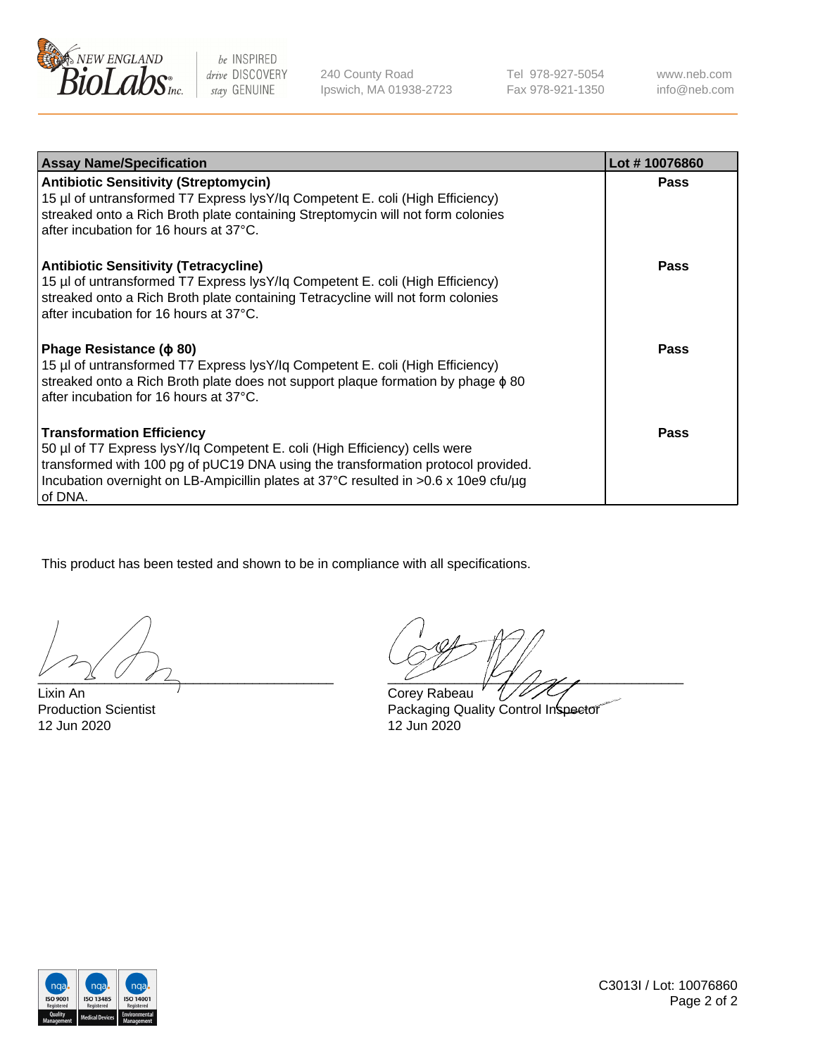| Assay Name/Specification | Lot # 10076860 |
|---|---|
| **Antibiotic Sensitivity (Streptomycin)**<br>15 µl of untransformed T7 Express lysY/Iq Competent E. coli (High Efficiency) streaked onto a Rich Broth plate containing Streptomycin will not form colonies after incubation for 16 hours at 37°C. | **Pass** |
| **Antibiotic Sensitivity (Tetracycline)**<br>15 µl of untransformed T7 Express lysY/Iq Competent E. coli (High Efficiency) streaked onto a Rich Broth plate containing Tetracycline will not form colonies after incubation for 16 hours at 37°C. | **Pass** |
| **Phage Resistance (ϕ 80)**<br>15 µl of untransformed T7 Express lysY/Iq Competent E. coli (High Efficiency) streaked onto a Rich Broth plate does not support plaque formation by phage ϕ 80 after incubation for 16 hours at 37°C. | **Pass** |
| **Transformation Efficiency**<br>50 µl of T7 Express lysY/Iq Competent E. coli (High Efficiency) cells were transformed with 100 pg of pUC19 DNA using the transformation protocol provided. Incubation overnight on LB-Ampicillin plates at 37°C resulted in >0.6 x 10e9 cfu/µg of DNA. | **Pass** |

This product has been tested and shown to be in compliance with all specifications.

Lixin An
Production Scientist
12 Jun 2020

Corey Rabeau
Packaging Quality Control Inspector
12 Jun 2020

C3013I / Lot: 10076860